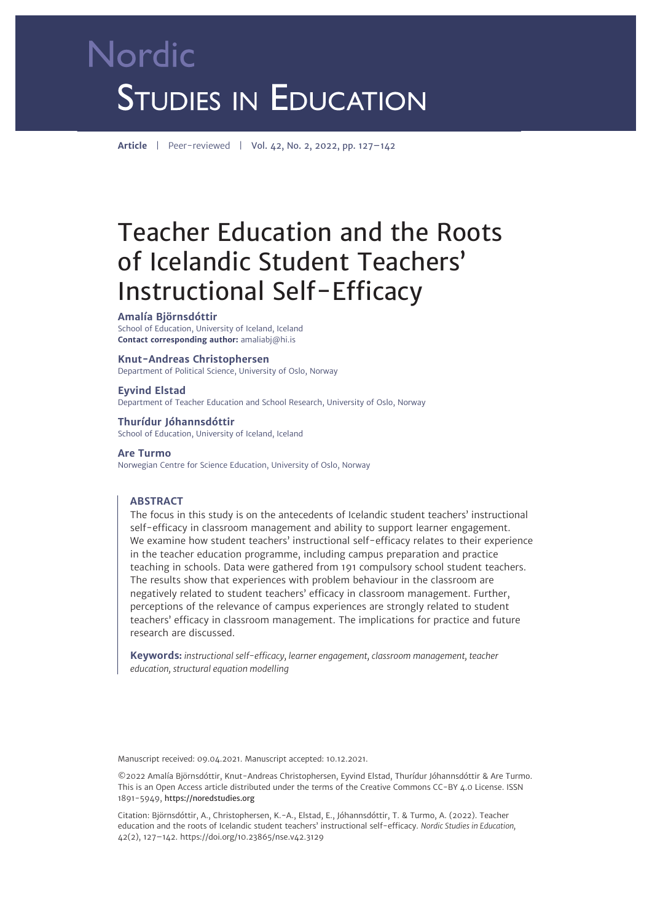Nordic

STUDIES IN EDUCATION

**Article** | Peer-reviewed | Vol. 42, No. 2, 2022, pp. 127–142

# Teacher Education and the Roots of Icelandic Student Teachers' Instructional Self-Efficacy

**Amalía Björnsdóttir**
School of Education, University of Iceland, Iceland
**Contact corresponding author:** amaliabj@hi.is

**Knut-Andreas Christophersen**
Department of Political Science, University of Oslo, Norway

**Eyvind Elstad**
Department of Teacher Education and School Research, University of Oslo, Norway

**Thurídur Jóhannsdóttir**
School of Education, University of Iceland, Iceland

**Are Turmo**
Norwegian Centre for Science Education, University of Oslo, Norway

## ABSTRACT

The focus in this study is on the antecedents of Icelandic student teachers' instructional self-efficacy in classroom management and ability to support learner engagement. We examine how student teachers' instructional self-efficacy relates to their experience in the teacher education programme, including campus preparation and practice teaching in schools. Data were gathered from 191 compulsory school student teachers. The results show that experiences with problem behaviour in the classroom are negatively related to student teachers' efficacy in classroom management. Further, perceptions of the relevance of campus experiences are strongly related to student teachers' efficacy in classroom management. The implications for practice and future research are discussed.

**Keywords:** *instructional self-efficacy, learner engagement, classroom management, teacher education, structural equation modelling*

Manuscript received: 09.04.2021. Manuscript accepted: 10.12.2021.

©2022 Amalía Björnsdóttir, Knut-Andreas Christophersen, Eyvind Elstad, Thurídur Jóhannsdóttir & Are Turmo. This is an Open Access article distributed under the terms of the Creative Commons CC-BY 4.0 License. ISSN 1891-5949, https://noredstudies.org

Citation: Björnsdóttir, A., Christophersen, K.-A., Elstad, E., Jóhannsdóttir, T. & Turmo, A. (2022). Teacher education and the roots of Icelandic student teachers' instructional self-efficacy. *Nordic Studies in Education*, 42(2), 127–142. https://doi.org/10.23865/nse.v42.3129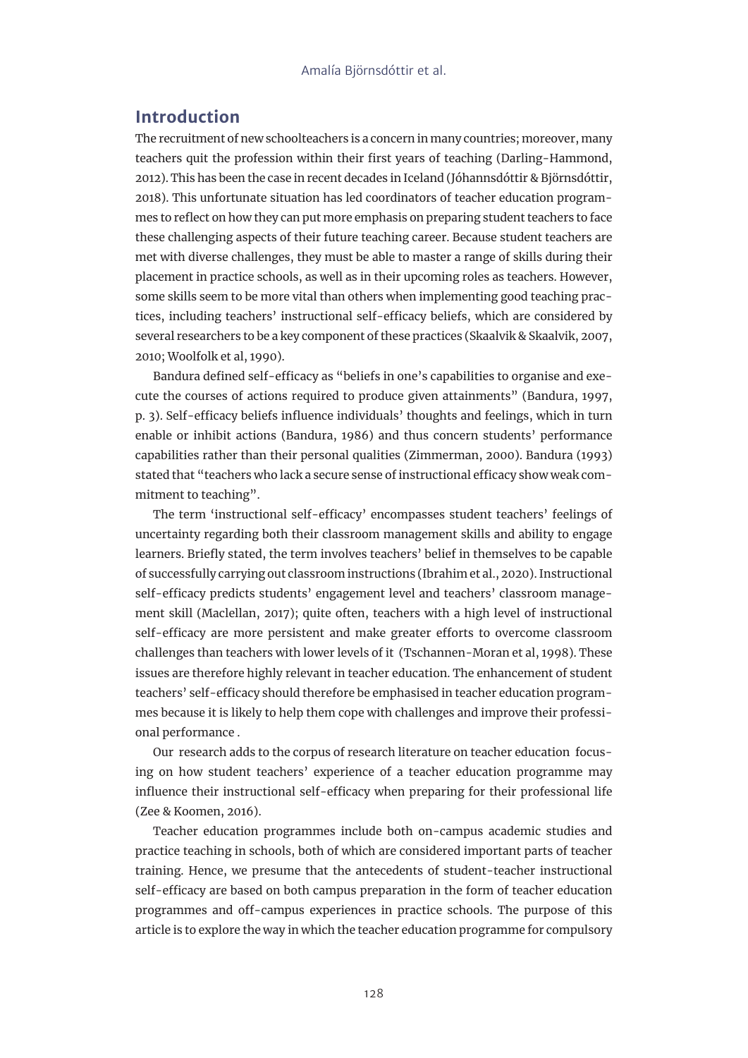## Introduction

The recruitment of new schoolteachers is a concern in many countries; moreover, many teachers quit the profession within their first years of teaching (Darling-Hammond, 2012). This has been the case in recent decades in Iceland (Jóhannsdóttir & Björnsdóttir, 2018). This unfortunate situation has led coordinators of teacher education programmes to reflect on how they can put more emphasis on preparing student teachers to face these challenging aspects of their future teaching career. Because student teachers are met with diverse challenges, they must be able to master a range of skills during their placement in practice schools, as well as in their upcoming roles as teachers. However, some skills seem to be more vital than others when implementing good teaching practices, including teachers' instructional self-efficacy beliefs, which are considered by several researchers to be a key component of these practices (Skaalvik & Skaalvik, 2007, 2010; Woolfolk et al, 1990).

Bandura defined self-efficacy as "beliefs in one's capabilities to organise and execute the courses of actions required to produce given attainments" (Bandura, 1997, p. 3). Self-efficacy beliefs influence individuals' thoughts and feelings, which in turn enable or inhibit actions (Bandura, 1986) and thus concern students' performance capabilities rather than their personal qualities (Zimmerman, 2000). Bandura (1993) stated that "teachers who lack a secure sense of instructional efficacy show weak commitment to teaching".

The term 'instructional self-efficacy' encompasses student teachers' feelings of uncertainty regarding both their classroom management skills and ability to engage learners. Briefly stated, the term involves teachers' belief in themselves to be capable of successfully carrying out classroom instructions (Ibrahim et al., 2020). Instructional self-efficacy predicts students' engagement level and teachers' classroom management skill (Maclellan, 2017); quite often, teachers with a high level of instructional self-efficacy are more persistent and make greater efforts to overcome classroom challenges than teachers with lower levels of it (Tschannen-Moran et al, 1998). These issues are therefore highly relevant in teacher education. The enhancement of student teachers' self-efficacy should therefore be emphasised in teacher education programmes because it is likely to help them cope with challenges and improve their professional performance .

Our research adds to the corpus of research literature on teacher education focusing on how student teachers' experience of a teacher education programme may influence their instructional self-efficacy when preparing for their professional life (Zee & Koomen, 2016).

Teacher education programmes include both on-campus academic studies and practice teaching in schools, both of which are considered important parts of teacher training. Hence, we presume that the antecedents of student-teacher instructional self-efficacy are based on both campus preparation in the form of teacher education programmes and off-campus experiences in practice schools. The purpose of this article is to explore the way in which the teacher education programme for compulsory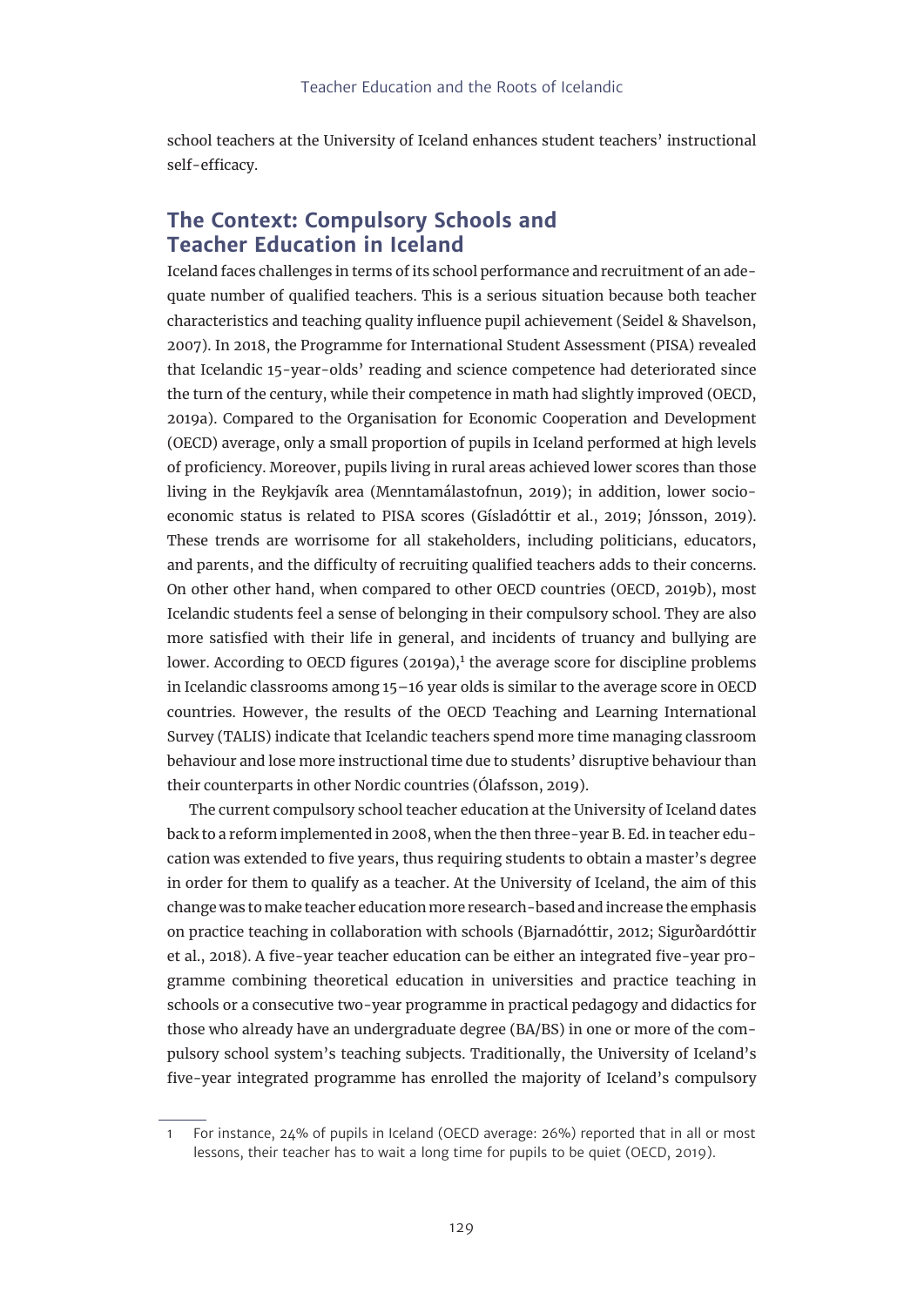school teachers at the University of Iceland enhances student teachers' instructional self-efficacy.

## The Context: Compulsory Schools and Teacher Education in Iceland

Iceland faces challenges in terms of its school performance and recruitment of an adequate number of qualified teachers. This is a serious situation because both teacher characteristics and teaching quality influence pupil achievement (Seidel & Shavelson, 2007). In 2018, the Programme for International Student Assessment (PISA) revealed that Icelandic 15-year-olds' reading and science competence had deteriorated since the turn of the century, while their competence in math had slightly improved (OECD, 2019a). Compared to the Organisation for Economic Cooperation and Development (OECD) average, only a small proportion of pupils in Iceland performed at high levels of proficiency. Moreover, pupils living in rural areas achieved lower scores than those living in the Reykjavík area (Menntamálastofnun, 2019); in addition, lower socio-economic status is related to PISA scores (Gísladóttir et al., 2019; Jónsson, 2019). These trends are worrisome for all stakeholders, including politicians, educators, and parents, and the difficulty of recruiting qualified teachers adds to their concerns. On other other hand, when compared to other OECD countries (OECD, 2019b), most Icelandic students feel a sense of belonging in their compulsory school. They are also more satisfied with their life in general, and incidents of truancy and bullying are lower. According to OECD figures (2019a),[1] the average score for discipline problems in Icelandic classrooms among 15–16 year olds is similar to the average score in OECD countries. However, the results of the OECD Teaching and Learning International Survey (TALIS) indicate that Icelandic teachers spend more time managing classroom behaviour and lose more instructional time due to students' disruptive behaviour than their counterparts in other Nordic countries (Ólafsson, 2019).

The current compulsory school teacher education at the University of Iceland dates back to a reform implemented in 2008, when the then three-year B. Ed. in teacher education was extended to five years, thus requiring students to obtain a master's degree in order for them to qualify as a teacher. At the University of Iceland, the aim of this change was to make teacher education more research-based and increase the emphasis on practice teaching in collaboration with schools (Bjarnadóttir, 2012; Sigurðardóttir et al., 2018). A five-year teacher education can be either an integrated five-year programme combining theoretical education in universities and practice teaching in schools or a consecutive two-year programme in practical pedagogy and didactics for those who already have an undergraduate degree (BA/BS) in one or more of the compulsory school system's teaching subjects. Traditionally, the University of Iceland's five-year integrated programme has enrolled the majority of Iceland's compulsory

---

[1] For instance, 24% of pupils in Iceland (OECD average: 26%) reported that in all or most lessons, their teacher has to wait a long time for pupils to be quiet (OECD, 2019).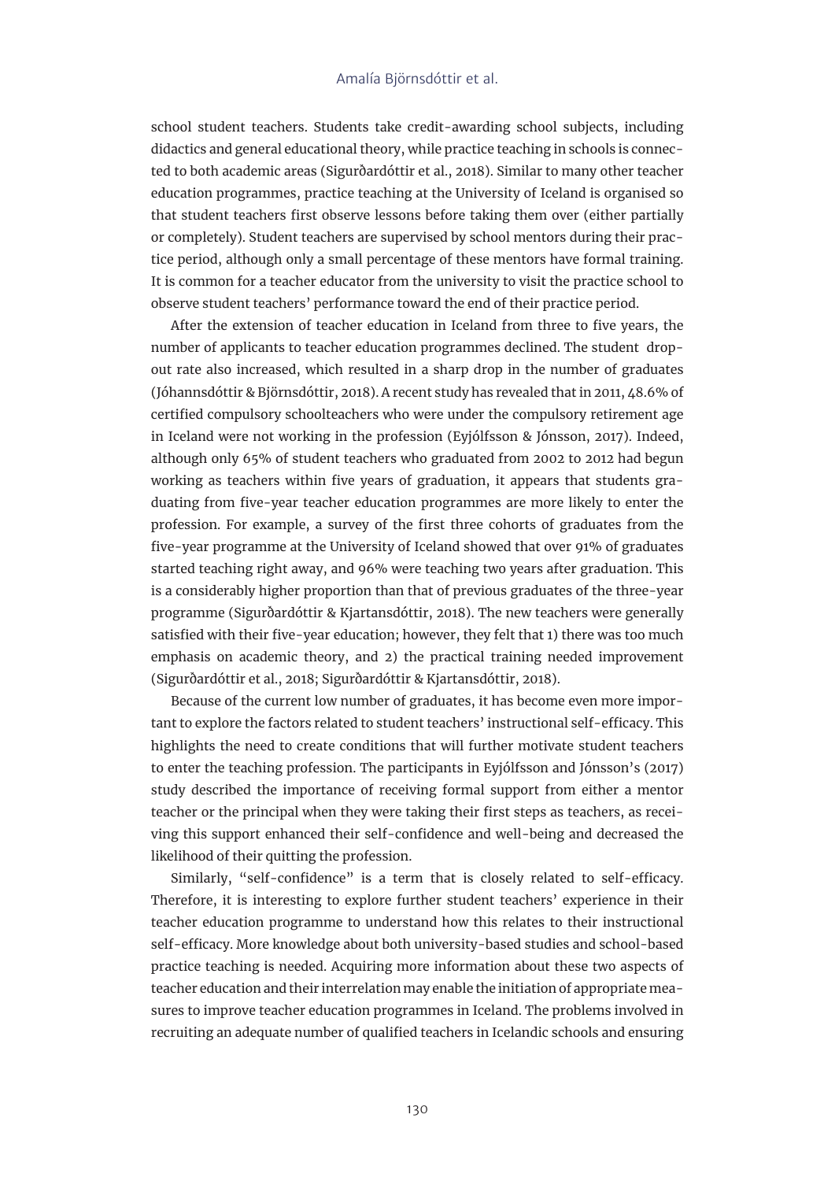school student teachers. Students take credit-awarding school subjects, including didactics and general educational theory, while practice teaching in schools is connected to both academic areas (Sigurðardóttir et al., 2018). Similar to many other teacher education programmes, practice teaching at the University of Iceland is organised so that student teachers first observe lessons before taking them over (either partially or completely). Student teachers are supervised by school mentors during their practice period, although only a small percentage of these mentors have formal training. It is common for a teacher educator from the university to visit the practice school to observe student teachers' performance toward the end of their practice period.

After the extension of teacher education in Iceland from three to five years, the number of applicants to teacher education programmes declined. The student dropout rate also increased, which resulted in a sharp drop in the number of graduates (Jóhannsdóttir & Björnsdóttir, 2018). A recent study has revealed that in 2011, 48.6% of certified compulsory schoolteachers who were under the compulsory retirement age in Iceland were not working in the profession (Eyjólfsson & Jónsson, 2017). Indeed, although only 65% of student teachers who graduated from 2002 to 2012 had begun working as teachers within five years of graduation, it appears that students graduating from five-year teacher education programmes are more likely to enter the profession. For example, a survey of the first three cohorts of graduates from the five-year programme at the University of Iceland showed that over 91% of graduates started teaching right away, and 96% were teaching two years after graduation. This is a considerably higher proportion than that of previous graduates of the three-year programme (Sigurðardóttir & Kjartansdóttir, 2018). The new teachers were generally satisfied with their five-year education; however, they felt that 1) there was too much emphasis on academic theory, and 2) the practical training needed improvement (Sigurðardóttir et al., 2018; Sigurðardóttir & Kjartansdóttir, 2018).

Because of the current low number of graduates, it has become even more important to explore the factors related to student teachers' instructional self-efficacy. This highlights the need to create conditions that will further motivate student teachers to enter the teaching profession. The participants in Eyjólfsson and Jónsson's (2017) study described the importance of receiving formal support from either a mentor teacher or the principal when they were taking their first steps as teachers, as receiving this support enhanced their self-confidence and well-being and decreased the likelihood of their quitting the profession.

Similarly, "self-confidence" is a term that is closely related to self-efficacy. Therefore, it is interesting to explore further student teachers' experience in their teacher education programme to understand how this relates to their instructional self-efficacy. More knowledge about both university-based studies and school-based practice teaching is needed. Acquiring more information about these two aspects of teacher education and their interrelation may enable the initiation of appropriate measures to improve teacher education programmes in Iceland. The problems involved in recruiting an adequate number of qualified teachers in Icelandic schools and ensuring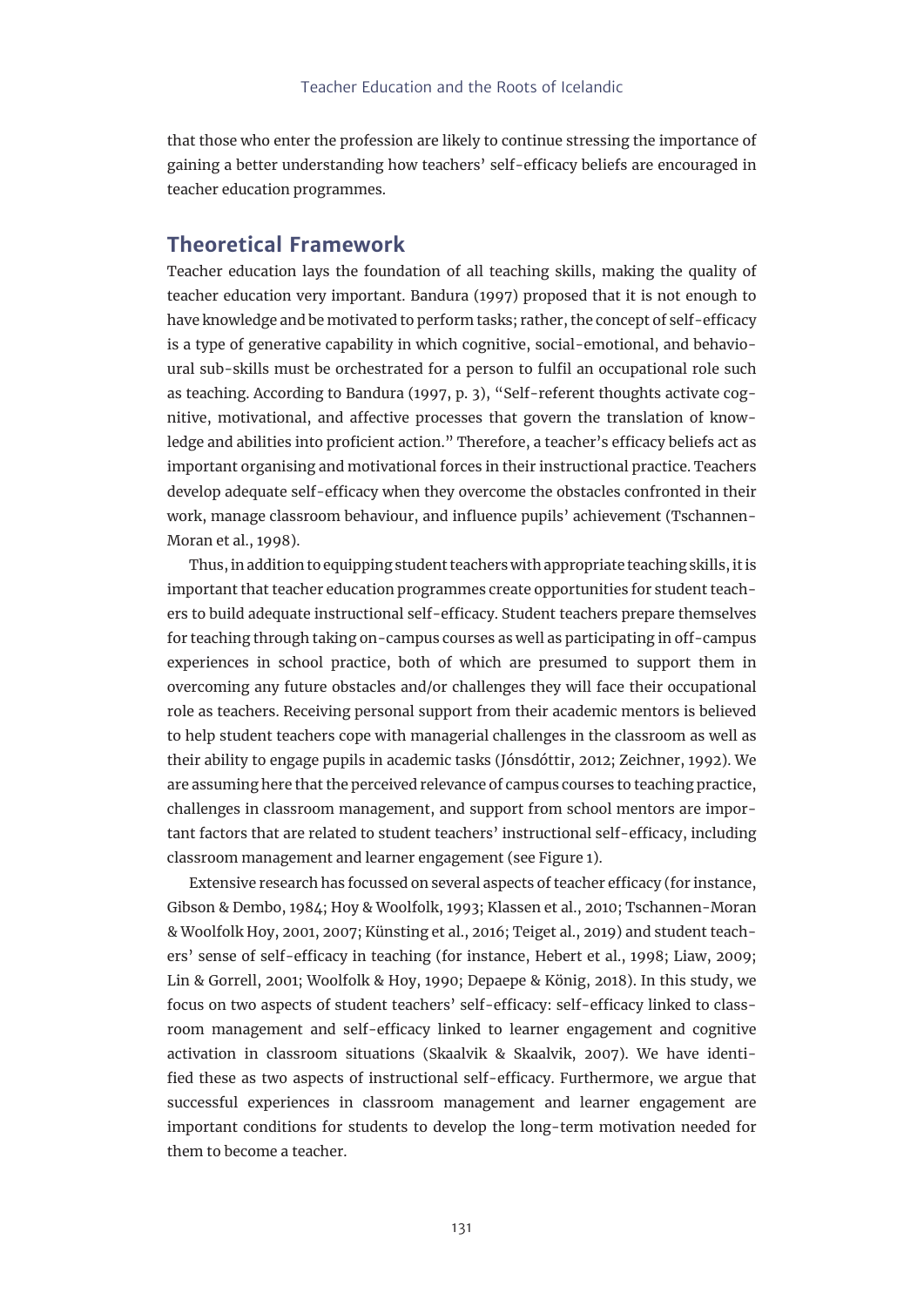that those who enter the profession are likely to continue stressing the importance of gaining a better understanding how teachers' self-efficacy beliefs are encouraged in teacher education programmes.

## Theoretical Framework

Teacher education lays the foundation of all teaching skills, making the quality of teacher education very important. Bandura (1997) proposed that it is not enough to have knowledge and be motivated to perform tasks; rather, the concept of self-efficacy is a type of generative capability in which cognitive, social-emotional, and behavioural sub-skills must be orchestrated for a person to fulfil an occupational role such as teaching. According to Bandura (1997, p. 3), "Self-referent thoughts activate cognitive, motivational, and affective processes that govern the translation of knowledge and abilities into proficient action." Therefore, a teacher's efficacy beliefs act as important organising and motivational forces in their instructional practice. Teachers develop adequate self-efficacy when they overcome the obstacles confronted in their work, manage classroom behaviour, and influence pupils' achievement (Tschannen-Moran et al., 1998).

Thus, in addition to equipping student teachers with appropriate teaching skills, it is important that teacher education programmes create opportunities for student teachers to build adequate instructional self-efficacy. Student teachers prepare themselves for teaching through taking on-campus courses as well as participating in off-campus experiences in school practice, both of which are presumed to support them in overcoming any future obstacles and/or challenges they will face their occupational role as teachers. Receiving personal support from their academic mentors is believed to help student teachers cope with managerial challenges in the classroom as well as their ability to engage pupils in academic tasks (Jónsdóttir, 2012; Zeichner, 1992). We are assuming here that the perceived relevance of campus courses to teaching practice, challenges in classroom management, and support from school mentors are important factors that are related to student teachers' instructional self-efficacy, including classroom management and learner engagement (see Figure 1).

Extensive research has focussed on several aspects of teacher efficacy (for instance, Gibson & Dembo, 1984; Hoy & Woolfolk, 1993; Klassen et al., 2010; Tschannen-Moran & Woolfolk Hoy, 2001, 2007; Künsting et al., 2016; Teigel al., 2019) and student teachers' sense of self-efficacy in teaching (for instance, Hebert et al., 1998; Liaw, 2009; Lin & Gorrell, 2001; Woolfolk & Hoy, 1990; Depaepe & König, 2018). In this study, we focus on two aspects of student teachers' self-efficacy: self-efficacy linked to classroom management and self-efficacy linked to learner engagement and cognitive activation in classroom situations (Skaalvik & Skaalvik, 2007). We have identified these as two aspects of instructional self-efficacy. Furthermore, we argue that successful experiences in classroom management and learner engagement are important conditions for students to develop the long-term motivation needed for them to become a teacher.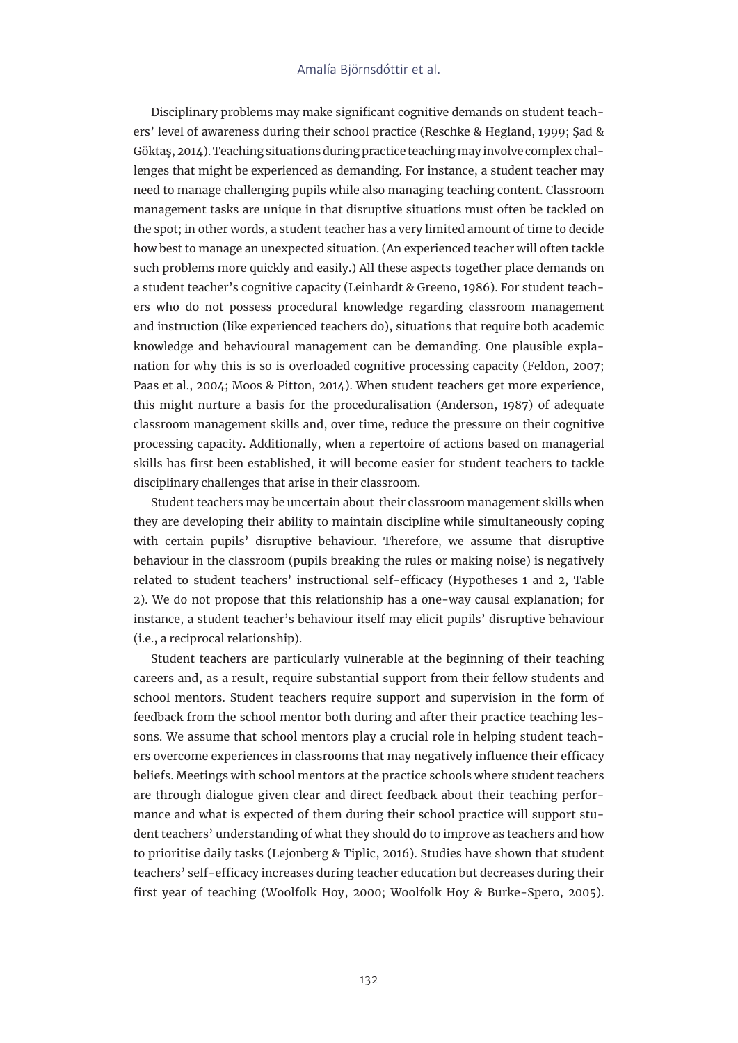Disciplinary problems may make significant cognitive demands on student teachers' level of awareness during their school practice (Reschke & Hegland, 1999; Şad & Göktaş, 2014). Teaching situations during practice teaching may involve complex challenges that might be experienced as demanding. For instance, a student teacher may need to manage challenging pupils while also managing teaching content. Classroom management tasks are unique in that disruptive situations must often be tackled on the spot; in other words, a student teacher has a very limited amount of time to decide how best to manage an unexpected situation. (An experienced teacher will often tackle such problems more quickly and easily.) All these aspects together place demands on a student teacher's cognitive capacity (Leinhardt & Greeno, 1986). For student teachers who do not possess procedural knowledge regarding classroom management and instruction (like experienced teachers do), situations that require both academic knowledge and behavioural management can be demanding. One plausible explanation for why this is so is overloaded cognitive processing capacity (Feldon, 2007; Paas et al., 2004; Moos & Pitton, 2014). When student teachers get more experience, this might nurture a basis for the proceduralisation (Anderson, 1987) of adequate classroom management skills and, over time, reduce the pressure on their cognitive processing capacity. Additionally, when a repertoire of actions based on managerial skills has first been established, it will become easier for student teachers to tackle disciplinary challenges that arise in their classroom.

Student teachers may be uncertain about their classroom management skills when they are developing their ability to maintain discipline while simultaneously coping with certain pupils' disruptive behaviour. Therefore, we assume that disruptive behaviour in the classroom (pupils breaking the rules or making noise) is negatively related to student teachers' instructional self-efficacy (Hypotheses 1 and 2, Table 2). We do not propose that this relationship has a one-way causal explanation; for instance, a student teacher's behaviour itself may elicit pupils' disruptive behaviour (i.e., a reciprocal relationship).

Student teachers are particularly vulnerable at the beginning of their teaching careers and, as a result, require substantial support from their fellow students and school mentors. Student teachers require support and supervision in the form of feedback from the school mentor both during and after their practice teaching lessons. We assume that school mentors play a crucial role in helping student teachers overcome experiences in classrooms that may negatively influence their efficacy beliefs. Meetings with school mentors at the practice schools where student teachers are through dialogue given clear and direct feedback about their teaching performance and what is expected of them during their school practice will support student teachers' understanding of what they should do to improve as teachers and how to prioritise daily tasks (Lejonberg & Tiplic, 2016). Studies have shown that student teachers' self-efficacy increases during teacher education but decreases during their first year of teaching (Woolfolk Hoy, 2000; Woolfolk Hoy & Burke-Spero, 2005).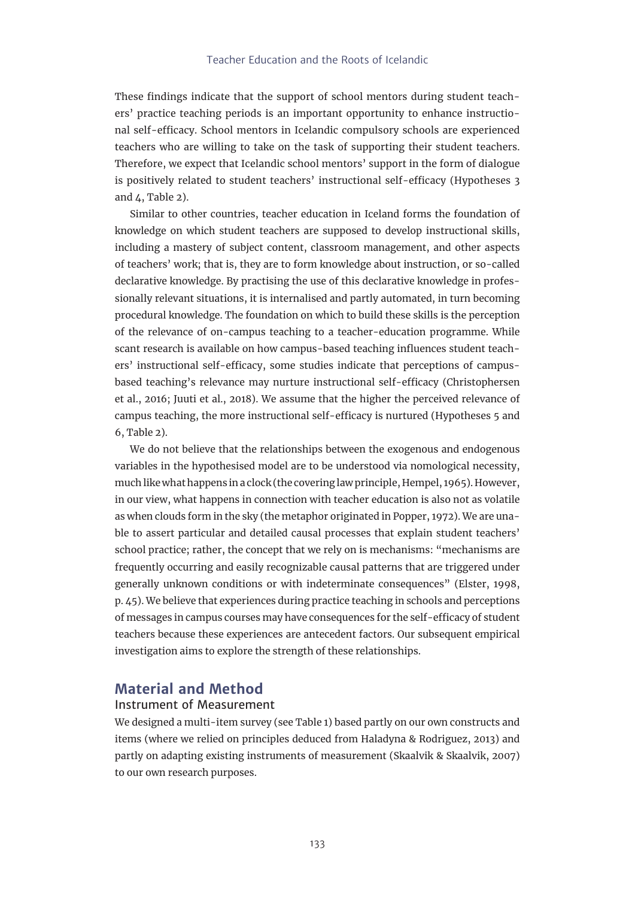These findings indicate that the support of school mentors during student teachers' practice teaching periods is an important opportunity to enhance instructional self-efficacy. School mentors in Icelandic compulsory schools are experienced teachers who are willing to take on the task of supporting their student teachers. Therefore, we expect that Icelandic school mentors' support in the form of dialogue is positively related to student teachers' instructional self-efficacy (Hypotheses 3 and 4, Table 2).

Similar to other countries, teacher education in Iceland forms the foundation of knowledge on which student teachers are supposed to develop instructional skills, including a mastery of subject content, classroom management, and other aspects of teachers' work; that is, they are to form knowledge about instruction, or so-called declarative knowledge. By practising the use of this declarative knowledge in professionally relevant situations, it is internalised and partly automated, in turn becoming procedural knowledge. The foundation on which to build these skills is the perception of the relevance of on-campus teaching to a teacher-education programme. While scant research is available on how campus-based teaching influences student teachers' instructional self-efficacy, some studies indicate that perceptions of campus-based teaching's relevance may nurture instructional self-efficacy (Christophersen et al., 2016; Juuti et al., 2018). We assume that the higher the perceived relevance of campus teaching, the more instructional self-efficacy is nurtured (Hypotheses 5 and 6, Table 2).

We do not believe that the relationships between the exogenous and endogenous variables in the hypothesised model are to be understood via nomological necessity, much like what happens in a clock (the covering law principle, Hempel, 1965). However, in our view, what happens in connection with teacher education is also not as volatile as when clouds form in the sky (the metaphor originated in Popper, 1972). We are unable to assert particular and detailed causal processes that explain student teachers' school practice; rather, the concept that we rely on is mechanisms: "mechanisms are frequently occurring and easily recognizable causal patterns that are triggered under generally unknown conditions or with indeterminate consequences" (Elster, 1998, p. 45). We believe that experiences during practice teaching in schools and perceptions of messages in campus courses may have consequences for the self-efficacy of student teachers because these experiences are antecedent factors. Our subsequent empirical investigation aims to explore the strength of these relationships.

## Material and Method

### Instrument of Measurement

We designed a multi-item survey (see Table 1) based partly on our own constructs and items (where we relied on principles deduced from Haladyna & Rodriguez, 2013) and partly on adapting existing instruments of measurement (Skaalvik & Skaalvik, 2007) to our own research purposes.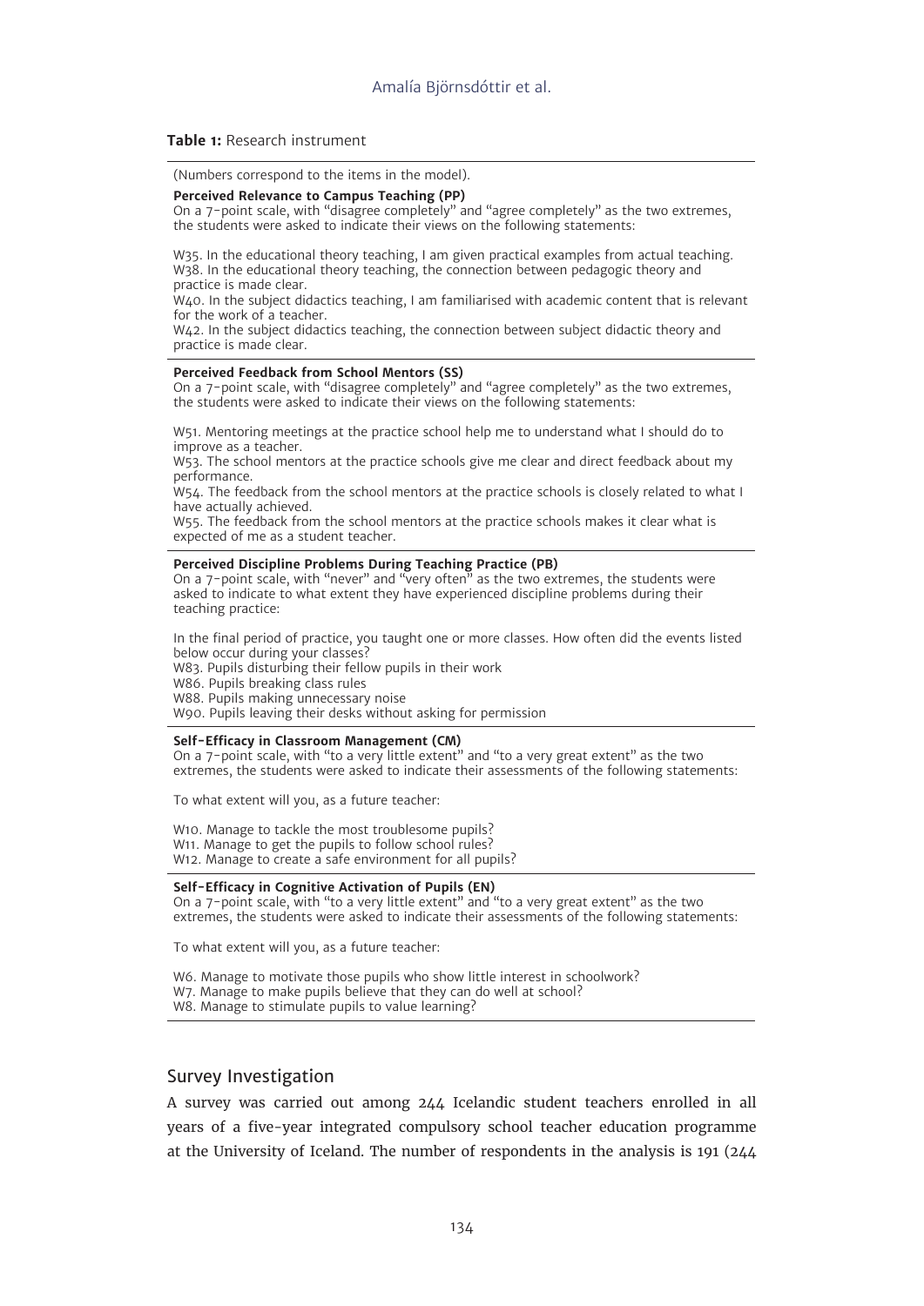**Table 1:** Research instrument

(Numbers correspond to the items in the model).

**Perceived Relevance to Campus Teaching (PP)**
On a 7-point scale, with "disagree completely" and "agree completely" as the two extremes, the students were asked to indicate their views on the following statements:

W35. In the educational theory teaching, I am given practical examples from actual teaching.
W38. In the educational theory teaching, the connection between pedagogic theory and practice is made clear.
W40. In the subject didactics teaching, I am familiarised with academic content that is relevant for the work of a teacher.
W42. In the subject didactics teaching, the connection between subject didactic theory and practice is made clear.

**Perceived Feedback from School Mentors (SS)**
On a 7-point scale, with "disagree completely" and "agree completely" as the two extremes, the students were asked to indicate their views on the following statements:

W51. Mentoring meetings at the practice school help me to understand what I should do to improve as a teacher.
W53. The school mentors at the practice schools give me clear and direct feedback about my performance.
W54. The feedback from the school mentors at the practice schools is closely related to what I have actually achieved.
W55. The feedback from the school mentors at the practice schools makes it clear what is expected of me as a student teacher.

**Perceived Discipline Problems During Teaching Practice (PB)**
On a 7-point scale, with "never" and "very often" as the two extremes, the students were asked to indicate to what extent they have experienced discipline problems during their teaching practice:

In the final period of practice, you taught one or more classes. How often did the events listed below occur during your classes?
W83. Pupils disturbing their fellow pupils in their work
W86. Pupils breaking class rules
W88. Pupils making unnecessary noise
W90. Pupils leaving their desks without asking for permission

**Self-Efficacy in Classroom Management (CM)**
On a 7-point scale, with "to a very little extent" and "to a very great extent" as the two extremes, the students were asked to indicate their assessments of the following statements:

To what extent will you, as a future teacher:

W10. Manage to tackle the most troublesome pupils?
W11. Manage to get the pupils to follow school rules?
W12. Manage to create a safe environment for all pupils?

**Self-Efficacy in Cognitive Activation of Pupils (EN)**
On a 7-point scale, with "to a very little extent" and "to a very great extent" as the two extremes, the students were asked to indicate their assessments of the following statements:

To what extent will you, as a future teacher:

W6. Manage to motivate those pupils who show little interest in schoolwork?
W7. Manage to make pupils believe that they can do well at school?
W8. Manage to stimulate pupils to value learning?

## Survey Investigation

A survey was carried out among 244 Icelandic student teachers enrolled in all years of a five-year integrated compulsory school teacher education programme at the University of Iceland. The number of respondents in the analysis is 191 (244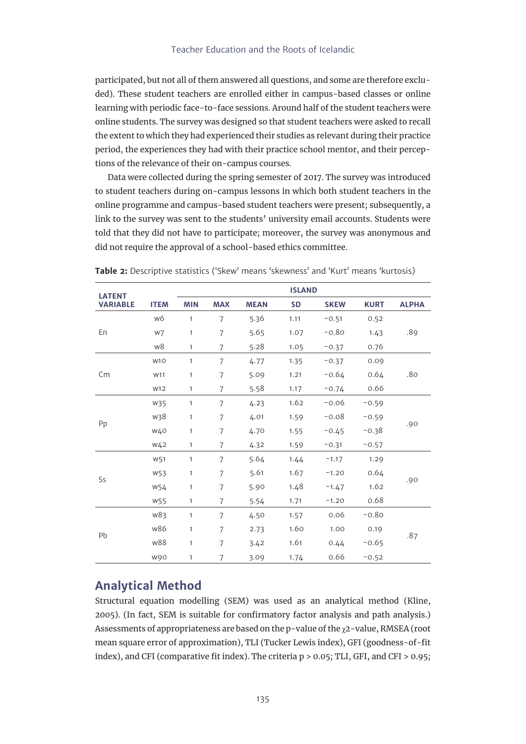participated, but not all of them answered all questions, and some are therefore excluded). These student teachers are enrolled either in campus-based classes or online learning with periodic face-to-face sessions. Around half of the student teachers were online students. The survey was designed so that student teachers were asked to recall the extent to which they had experienced their studies as relevant during their practice period, the experiences they had with their practice school mentor, and their perceptions of the relevance of their on-campus courses.

Data were collected during the spring semester of 2017. The survey was introduced to student teachers during on-campus lessons in which both student teachers in the online programme and campus-based student teachers were present; subsequently, a link to the survey was sent to the students' university email accounts. Students were told that they did not have to participate; moreover, the survey was anonymous and did not require the approval of a school-based ethics committee.

**Table 2:** Descriptive statistics ('Skew' means 'skewness' and 'Kurt' means 'kurtosis)

| LATENT VARIABLE | ITEM | ISLAND | | | | | | |
|---|---|---|---|---|---|---|---|---|
| | | MIN | MAX | MEAN | SD | SKEW | KURT | ALPHA |
| En | w6 | 1 | 7 | 5.36 | 1.11 | −0.51 | 0.52 | .89 |
| | w7 | 1 | 7 | 5.65 | 1.07 | −0.80 | 1.43 | |
| | w8 | 1 | 7 | 5.28 | 1.05 | −0.37 | 0.76 | |
| Cm | w10 | 1 | 7 | 4.77 | 1.35 | −0.37 | 0.09 | .80 |
| | w11 | 1 | 7 | 5.09 | 1.21 | −0.64 | 0.64 | |
| | w12 | 1 | 7 | 5.58 | 1.17 | −0.74 | 0.66 | |
| Pp | w35 | 1 | 7 | 4.23 | 1.62 | −0.06 | −0.59 | .90 |
| | w38 | 1 | 7 | 4.01 | 1.59 | −0.08 | −0.59 | |
| | w40 | 1 | 7 | 4.70 | 1.55 | −0.45 | −0.38 | |
| | w42 | 1 | 7 | 4.32 | 1.59 | −0.31 | −0.57 | |
| Ss | w51 | 1 | 7 | 5.64 | 1.44 | −1.17 | 1.29 | .90 |
| | w53 | 1 | 7 | 5.61 | 1.67 | −1.20 | 0.64 | |
| | w54 | 1 | 7 | 5.90 | 1.48 | −1.47 | 1.62 | |
| | w55 | 1 | 7 | 5.54 | 1.71 | −1.20 | 0.68 | |
| Pb | w83 | 1 | 7 | 4.50 | 1.57 | 0.06 | −0.80 | .87 |
| | w86 | 1 | 7 | 2.73 | 1.60 | 1.00 | 0.19 | |
| | w88 | 1 | 7 | 3.42 | 1.61 | 0.44 | −0.65 | |
| | w90 | 1 | 7 | 3.09 | 1.74 | 0.66 | −0.52 | |

## Analytical Method

Structural equation modelling (SEM) was used as an analytical method (Kline, 2005). (In fact, SEM is suitable for confirmatory factor analysis and path analysis.) Assessments of appropriateness are based on the p-value of the $\chi 2$-value, RMSEA (root mean square error of approximation), TLI (Tucker Lewis index), GFI (goodness-of-fit index), and CFI (comparative fit index). The criteria $p > 0.05$; TLI, GFI, and CFI $> 0.95$;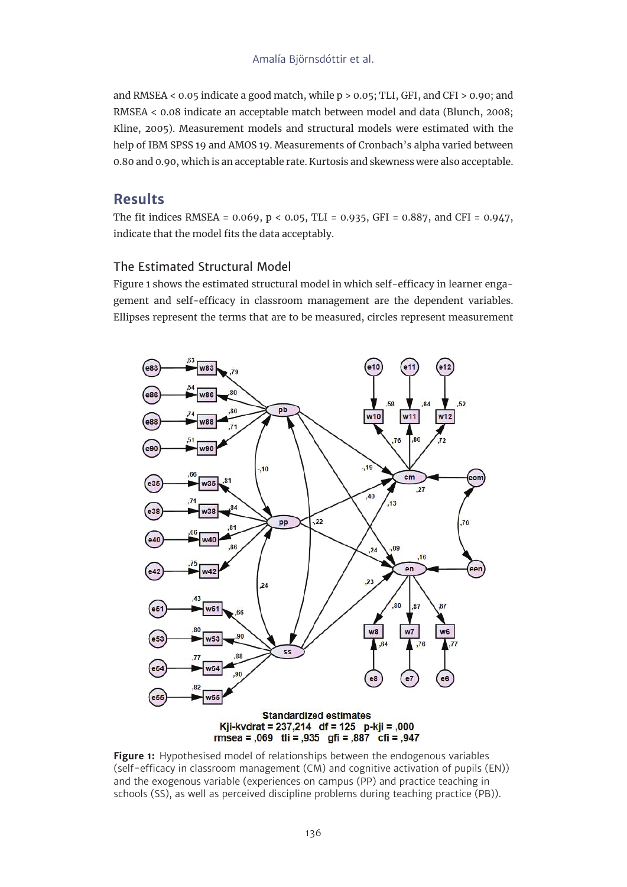and RMSEA < 0.05 indicate a good match, while p > 0.05; TLI, GFI, and CFI > 0.90; and RMSEA < 0.08 indicate an acceptable match between model and data (Blunch, 2008; Kline, 2005). Measurement models and structural models were estimated with the help of IBM SPSS 19 and AMOS 19. Measurements of Cronbach's alpha varied between 0.80 and 0.90, which is an acceptable rate. Kurtosis and skewness were also acceptable.

## Results

The fit indices RMSEA = 0.069, $p < 0.05$, TLI = 0.935, GFI = 0.887, and CFI = 0.947, indicate that the model fits the data acceptably.

### The Estimated Structural Model

Figure 1 shows the estimated structural model in which self-efficacy in learner engagement and self-efficacy in classroom management are the dependent variables. Ellipses represent the terms that are to be measured, circles represent measurement

Standardized estimates
Kji-kvdrat = 237,214 df = 125 p-kji = ,000
rmsea = ,069 tli = ,935 gfi = ,887 cfi = ,947

**Figure 1:** Hypothesised model of relationships between the endogenous variables (self-efficacy in classroom management (CM) and cognitive activation of pupils (EN)) and the exogenous variable (experiences on campus (PP) and practice teaching in schools (SS), as well as perceived discipline problems during teaching practice (PB)).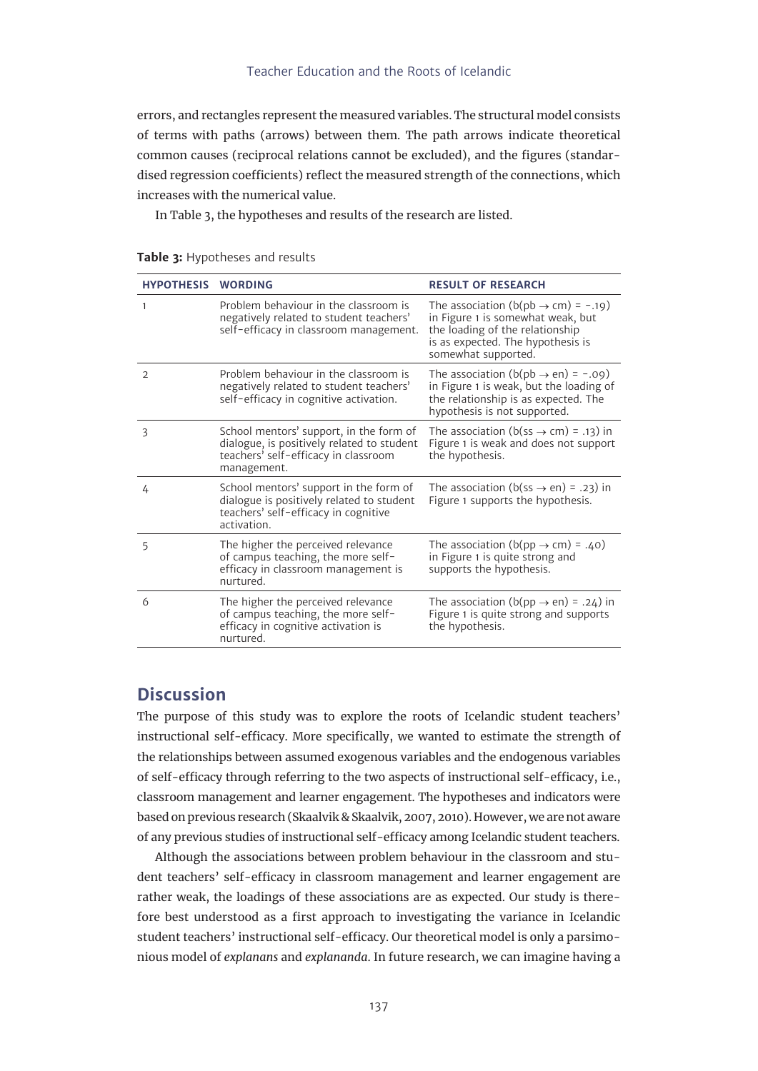errors, and rectangles represent the measured variables. The structural model consists of terms with paths (arrows) between them. The path arrows indicate theoretical common causes (reciprocal relations cannot be excluded), and the figures (standardised regression coefficients) reflect the measured strength of the connections, which increases with the numerical value.

In Table 3, the hypotheses and results of the research are listed.

**Table 3:** Hypotheses and results

| HYPOTHESIS | WORDING | RESULT OF RESEARCH |
|---|---|---|
| 1 | Problem behaviour in the classroom is negatively related to student teachers' self-efficacy in classroom management. | The association ($b(pb \rightarrow cm) = -.19$) in Figure 1 is somewhat weak, but the loading of the relationship is as expected. The hypothesis is somewhat supported. |
| 2 | Problem behaviour in the classroom is negatively related to student teachers' self-efficacy in cognitive activation. | The association ($b(pb \rightarrow en) = -.09$) in Figure 1 is weak, but the loading of the relationship is as expected. The hypothesis is not supported. |
| 3 | School mentors' support, in the form of dialogue, is positively related to student teachers' self-efficacy in classroom management. | The association ($b(ss \rightarrow cm) = .13$) in Figure 1 is weak and does not support the hypothesis. |
| 4 | School mentors' support in the form of dialogue is positively related to student teachers' self-efficacy in cognitive activation. | The association ($b(ss \rightarrow en) = .23$) in Figure 1 supports the hypothesis. |
| 5 | The higher the perceived relevance of campus teaching, the more self-efficacy in classroom management is nurtured. | The association ($b(pp \rightarrow cm) = .40$) in Figure 1 is quite strong and supports the hypothesis. |
| 6 | The higher the perceived relevance of campus teaching, the more self-efficacy in cognitive activation is nurtured. | The association ($b(pp \rightarrow en) = .24$) in Figure 1 is quite strong and supports the hypothesis. |

## Discussion

The purpose of this study was to explore the roots of Icelandic student teachers' instructional self-efficacy. More specifically, we wanted to estimate the strength of the relationships between assumed exogenous variables and the endogenous variables of self-efficacy through referring to the two aspects of instructional self-efficacy, i.e., classroom management and learner engagement. The hypotheses and indicators were based on previous research (Skaalvik & Skaalvik, 2007, 2010). However, we are not aware of any previous studies of instructional self-efficacy among Icelandic student teachers.

Although the associations between problem behaviour in the classroom and student teachers' self-efficacy in classroom management and learner engagement are rather weak, the loadings of these associations are as expected. Our study is therefore best understood as a first approach to investigating the variance in Icelandic student teachers' instructional self-efficacy. Our theoretical model is only a parsimonious model of *explanans* and *explananda*. In future research, we can imagine having a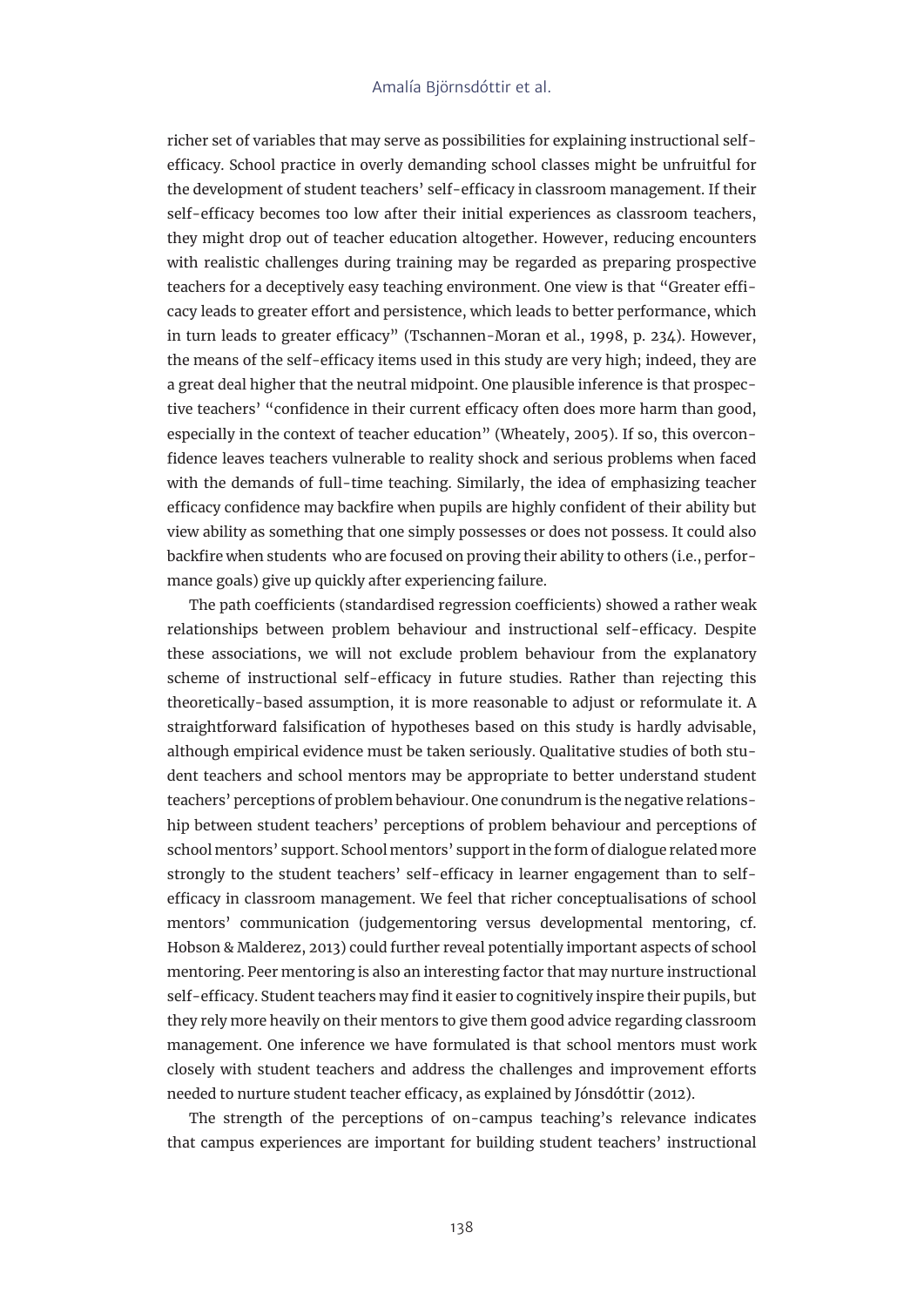richer set of variables that may serve as possibilities for explaining instructional self-efficacy. School practice in overly demanding school classes might be unfruitful for the development of student teachers' self-efficacy in classroom management. If their self-efficacy becomes too low after their initial experiences as classroom teachers, they might drop out of teacher education altogether. However, reducing encounters with realistic challenges during training may be regarded as preparing prospective teachers for a deceptively easy teaching environment. One view is that "Greater efficacy leads to greater effort and persistence, which leads to better performance, which in turn leads to greater efficacy" (Tschannen-Moran et al., 1998, p. 234). However, the means of the self-efficacy items used in this study are very high; indeed, they are a great deal higher that the neutral midpoint. One plausible inference is that prospective teachers' "confidence in their current efficacy often does more harm than good, especially in the context of teacher education" (Wheately, 2005). If so, this overconfidence leaves teachers vulnerable to reality shock and serious problems when faced with the demands of full-time teaching. Similarly, the idea of emphasizing teacher efficacy confidence may backfire when pupils are highly confident of their ability but view ability as something that one simply possesses or does not possess. It could also backfire when students who are focused on proving their ability to others (i.e., performance goals) give up quickly after experiencing failure.

The path coefficients (standardised regression coefficients) showed a rather weak relationships between problem behaviour and instructional self-efficacy. Despite these associations, we will not exclude problem behaviour from the explanatory scheme of instructional self-efficacy in future studies. Rather than rejecting this theoretically-based assumption, it is more reasonable to adjust or reformulate it. A straightforward falsification of hypotheses based on this study is hardly advisable, although empirical evidence must be taken seriously. Qualitative studies of both student teachers and school mentors may be appropriate to better understand student teachers' perceptions of problem behaviour. One conundrum is the negative relationship between student teachers' perceptions of problem behaviour and perceptions of school mentors' support. School mentors' support in the form of dialogue related more strongly to the student teachers' self-efficacy in learner engagement than to self-efficacy in classroom management. We feel that richer conceptualisations of school mentors' communication (judgementoring versus developmental mentoring, cf. Hobson & Malderez, 2013) could further reveal potentially important aspects of school mentoring. Peer mentoring is also an interesting factor that may nurture instructional self-efficacy. Student teachers may find it easier to cognitively inspire their pupils, but they rely more heavily on their mentors to give them good advice regarding classroom management. One inference we have formulated is that school mentors must work closely with student teachers and address the challenges and improvement efforts needed to nurture student teacher efficacy, as explained by Jónsdóttir (2012).

The strength of the perceptions of on-campus teaching's relevance indicates that campus experiences are important for building student teachers' instructional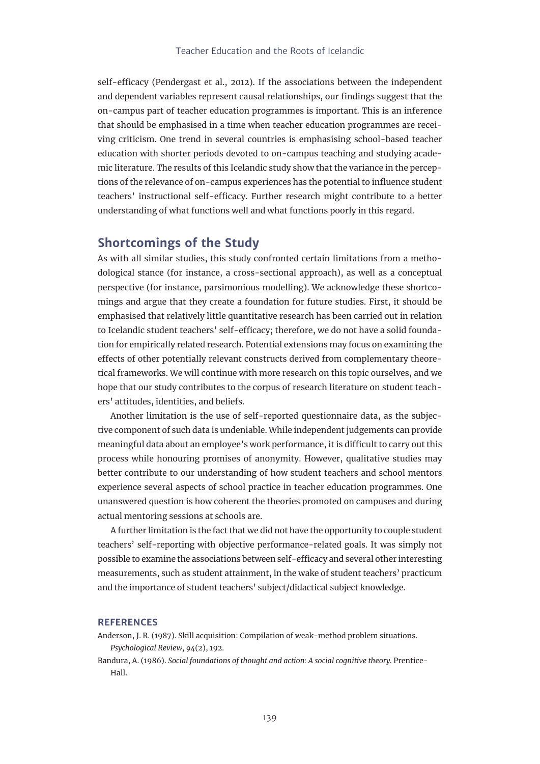self-efficacy (Pendergast et al., 2012). If the associations between the independent and dependent variables represent causal relationships, our findings suggest that the on-campus part of teacher education programmes is important. This is an inference that should be emphasised in a time when teacher education programmes are receiving criticism. One trend in several countries is emphasising school-based teacher education with shorter periods devoted to on-campus teaching and studying academic literature. The results of this Icelandic study show that the variance in the perceptions of the relevance of on-campus experiences has the potential to influence student teachers' instructional self-efficacy. Further research might contribute to a better understanding of what functions well and what functions poorly in this regard.

## Shortcomings of the Study

As with all similar studies, this study confronted certain limitations from a methodological stance (for instance, a cross-sectional approach), as well as a conceptual perspective (for instance, parsimonious modelling). We acknowledge these shortcomings and argue that they create a foundation for future studies. First, it should be emphasised that relatively little quantitative research has been carried out in relation to Icelandic student teachers' self-efficacy; therefore, we do not have a solid foundation for empirically related research. Potential extensions may focus on examining the effects of other potentially relevant constructs derived from complementary theoretical frameworks. We will continue with more research on this topic ourselves, and we hope that our study contributes to the corpus of research literature on student teachers' attitudes, identities, and beliefs.

Another limitation is the use of self-reported questionnaire data, as the subjective component of such data is undeniable. While independent judgements can provide meaningful data about an employee's work performance, it is difficult to carry out this process while honouring promises of anonymity. However, qualitative studies may better contribute to our understanding of how student teachers and school mentors experience several aspects of school practice in teacher education programmes. One unanswered question is how coherent the theories promoted on campuses and during actual mentoring sessions at schools are.

A further limitation is the fact that we did not have the opportunity to couple student teachers' self-reporting with objective performance-related goals. It was simply not possible to examine the associations between self-efficacy and several other interesting measurements, such as student attainment, in the wake of student teachers' practicum and the importance of student teachers' subject/didactical subject knowledge.

### REFERENCES

Anderson, J. R. (1987). Skill acquisition: Compilation of weak-method problem situations. *Psychological Review*, *94*(2), 192.

Bandura, A. (1986). *Social foundations of thought and action: A social cognitive theory.* Prentice-Hall.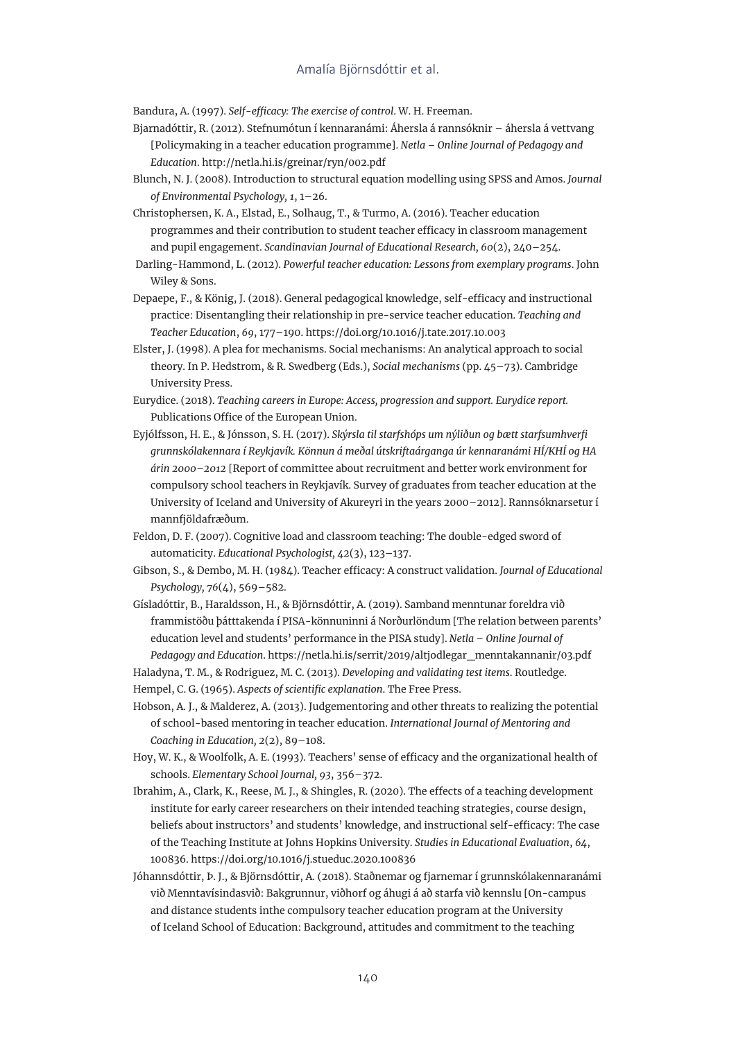Bandura, A. (1997). *Self-efficacy: The exercise of control*. W. H. Freeman.

Bjarnadóttir, R. (2012). Stefnumótun í kennaranámi: Áhersla á rannsóknir – áhersla á vettvang [Policymaking in a teacher education programme]. *Netla – Online Journal of Pedagogy and Education*. http://netla.hi.is/greinar/ryn/002.pdf

Blunch, N. J. (2008). Introduction to structural equation modelling using SPSS and Amos. *Journal of Environmental Psychology, 1*, 1–26.

Christophersen, K. A., Elstad, E., Solhaug, T., & Turmo, A. (2016). Teacher education programmes and their contribution to student teacher efficacy in classroom management and pupil engagement. *Scandinavian Journal of Educational Research, 60*(2), 240–254.

Darling-Hammond, L. (2012). *Powerful teacher education: Lessons from exemplary programs*. John Wiley & Sons.

Depaepe, F., & König, J. (2018). General pedagogical knowledge, self-efficacy and instructional practice: Disentangling their relationship in pre-service teacher education. *Teaching and Teacher Education*, *69*, 177–190. https://doi.org/10.1016/j.tate.2017.10.003

Elster, J. (1998). A plea for mechanisms. Social mechanisms: An analytical approach to social theory. In P. Hedstrom, & R. Swedberg (Eds.), *Social mechanisms* (pp. 45–73). Cambridge University Press.

Eurydice. (2018). *Teaching careers in Europe: Access, progression and support. Eurydice report.* Publications Office of the European Union.

Eyjólfsson, H. E., & Jónsson, S. H. (2017). *Skýrsla til starfshóps um nýliðun og bætt starfsumhverfi grunnskólakennara í Reykjavík. Könnun á meðal útskriftaárganga úr kennaranámi HÍ/KHÍ og HA árin 2000–2012* [Report of committee about recruitment and better work environment for compulsory school teachers in Reykjavík. Survey of graduates from teacher education at the University of Iceland and University of Akureyri in the years 2000–2012]. Rannsóknarsetur í mannfjöldafræðum.

Feldon, D. F. (2007). Cognitive load and classroom teaching: The double-edged sword of automaticity. *Educational Psychologist, 42*(3), 123–137.

Gibson, S., & Dembo, M. H. (1984). Teacher efficacy: A construct validation. *Journal of Educational Psychology, 76*(4), 569–582.

Gísladóttir, B., Haraldsson, H., & Björnsdóttir, A. (2019). Samband menntunar foreldra við frammistöðu þátttakenda í PISA-könnuninni á Norðurlöndum [The relation between parents' education level and students' performance in the PISA study]. *Netla – Online Journal of Pedagogy and Education*. https://netla.hi.is/serrit/2019/altjodlegar_menntakannanir/03.pdf

Haladyna, T. M., & Rodriguez, M. C. (2013). *Developing and validating test items*. Routledge.

Hempel, C. G. (1965). *Aspects of scientific explanation*. The Free Press.

Hobson, A. J., & Malderez, A. (2013). Judgementoring and other threats to realizing the potential of school-based mentoring in teacher education. *International Journal of Mentoring and Coaching in Education, 2*(2), 89–108.

Hoy, W. K., & Woolfolk, A. E. (1993). Teachers' sense of efficacy and the organizational health of schools. *Elementary School Journal, 93*, 356–372.

Ibrahim, A., Clark, K., Reese, M. J., & Shingles, R. (2020). The effects of a teaching development institute for early career researchers on their intended teaching strategies, course design, beliefs about instructors' and students' knowledge, and instructional self-efficacy: The case of the Teaching Institute at Johns Hopkins University. *Studies in Educational Evaluation*, *64*, 100836. https://doi.org/10.1016/j.stueduc.2020.100836

Jóhannsdóttir, Þ. J., & Björnsdóttir, A. (2018). Staðnemar og fjarnemar í grunnskólakennaranámi við Menntavísindasvið: Bakgrunnur, viðhorf og áhugi á að starfa við kennslu [On-campus and distance students inthe compulsory teacher education program at the University of Iceland School of Education: Background, attitudes and commitment to the teaching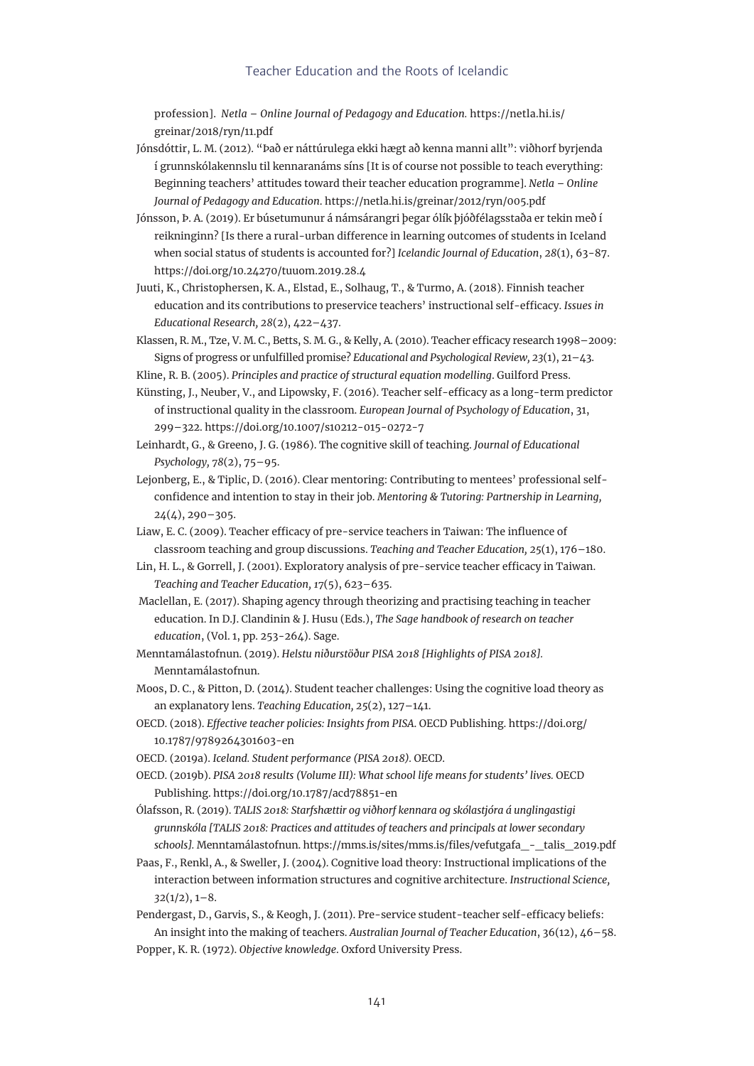profession]. *Netla – Online Journal of Pedagogy and Education.* https://netla.hi.is/greinar/2018/ryn/11.pdf

Jónsdóttir, L. M. (2012). "Það er náttúrulega ekki hægt að kenna manni allt": viðhorf byrjenda í grunnskólakennslu til kennaranáms síns [It is of course not possible to teach everything: Beginning teachers' attitudes toward their teacher education programme]. *Netla – Online Journal of Pedagogy and Education*. https://netla.hi.is/greinar/2012/ryn/005.pdf

Jónsson, Þ. A. (2019). Er búsetumunur á námsárangri þegar ólík þjóðfélagsstaða er tekin með í reikninginn? [Is there a rural-urban difference in learning outcomes of students in Iceland when social status of students is accounted for?] *Icelandic Journal of Education*, *28*(1), 63–87. https://doi.org/10.24270/tuuom.2019.28.4

Juuti, K., Christophersen, K. A., Elstad, E., Solhaug, T., & Turmo, A. (2018). Finnish teacher education and its contributions to preservice teachers' instructional self-efficacy. *Issues in Educational Research, 28*(2), 422–437.

Klassen, R. M., Tze, V. M. C., Betts, S. M. G., & Kelly, A. (2010). Teacher efficacy research 1998–2009: Signs of progress or unfulfilled promise? *Educational and Psychological Review, 23*(1), 21–43.

Kline, R. B. (2005). *Principles and practice of structural equation modelling*. Guilford Press.

Künsting, J., Neuber, V., and Lipowsky, F. (2016). Teacher self-efficacy as a long-term predictor of instructional quality in the classroom. *European Journal of Psychology of Education*, 31, 299–322. https://doi.org/10.1007/s10212-015-0272-7

Leinhardt, G., & Greeno, J. G. (1986). The cognitive skill of teaching. *Journal of Educational Psychology, 78*(2), 75–95.

Lejonberg, E., & Tiplic, D. (2016). Clear mentoring: Contributing to mentees' professional self-confidence and intention to stay in their job. *Mentoring & Tutoring: Partnership in Learning,* 24(4), 290–305.

Liaw, E. C. (2009). Teacher efficacy of pre-service teachers in Taiwan: The influence of classroom teaching and group discussions. *Teaching and Teacher Education, 25*(1), 176–180.

Lin, H. L., & Gorrell, J. (2001). Exploratory analysis of pre-service teacher efficacy in Taiwan. *Teaching and Teacher Education, 17*(5), 623–635.

Maclellan, E. (2017). Shaping agency through theorizing and practising teaching in teacher education. In D.J. Clandinin & J. Husu (Eds.), *The Sage handbook of research on teacher education*, (Vol. 1, pp. 253-264). Sage.

Menntamálastofnun. (2019). *Helstu niðurstöður PISA 2018 [Highlights of PISA 2018].* Menntamálastofnun.

Moos, D. C., & Pitton, D. (2014). Student teacher challenges: Using the cognitive load theory as an explanatory lens. *Teaching Education, 25*(2), 127–141.

OECD. (2018). *Effective teacher policies: Insights from PISA*. OECD Publishing. https://doi.org/10.1787/9789264301603-en

OECD. (2019a). *Iceland. Student performance (PISA 2018).* OECD.

OECD. (2019b). *PISA 2018 results (Volume III): What school life means for students' lives.* OECD Publishing. https://doi.org/10.1787/acd78851-en

Ólafsson, R. (2019). *TALIS 2018: Starfshættir og viðhorf kennara og skólastjóra á unglingastigi grunnskóla [TALIS 2018: Practices and attitudes of teachers and principals at lower secondary schools].* Menntamálastofnun. https://mms.is/sites/mms.is/files/vefutgafa_-_talis_2019.pdf

Paas, F., Renkl, A., & Sweller, J. (2004). Cognitive load theory: Instructional implications of the interaction between information structures and cognitive architecture. *Instructional Science, 32*(1/2), 1–8.

Pendergast, D., Garvis, S., & Keogh, J. (2011). Pre-service student-teacher self-efficacy beliefs: An insight into the making of teachers. *Australian Journal of Teacher Education*, 36(12), 46–58.

Popper, K. R. (1972). *Objective knowledge*. Oxford University Press.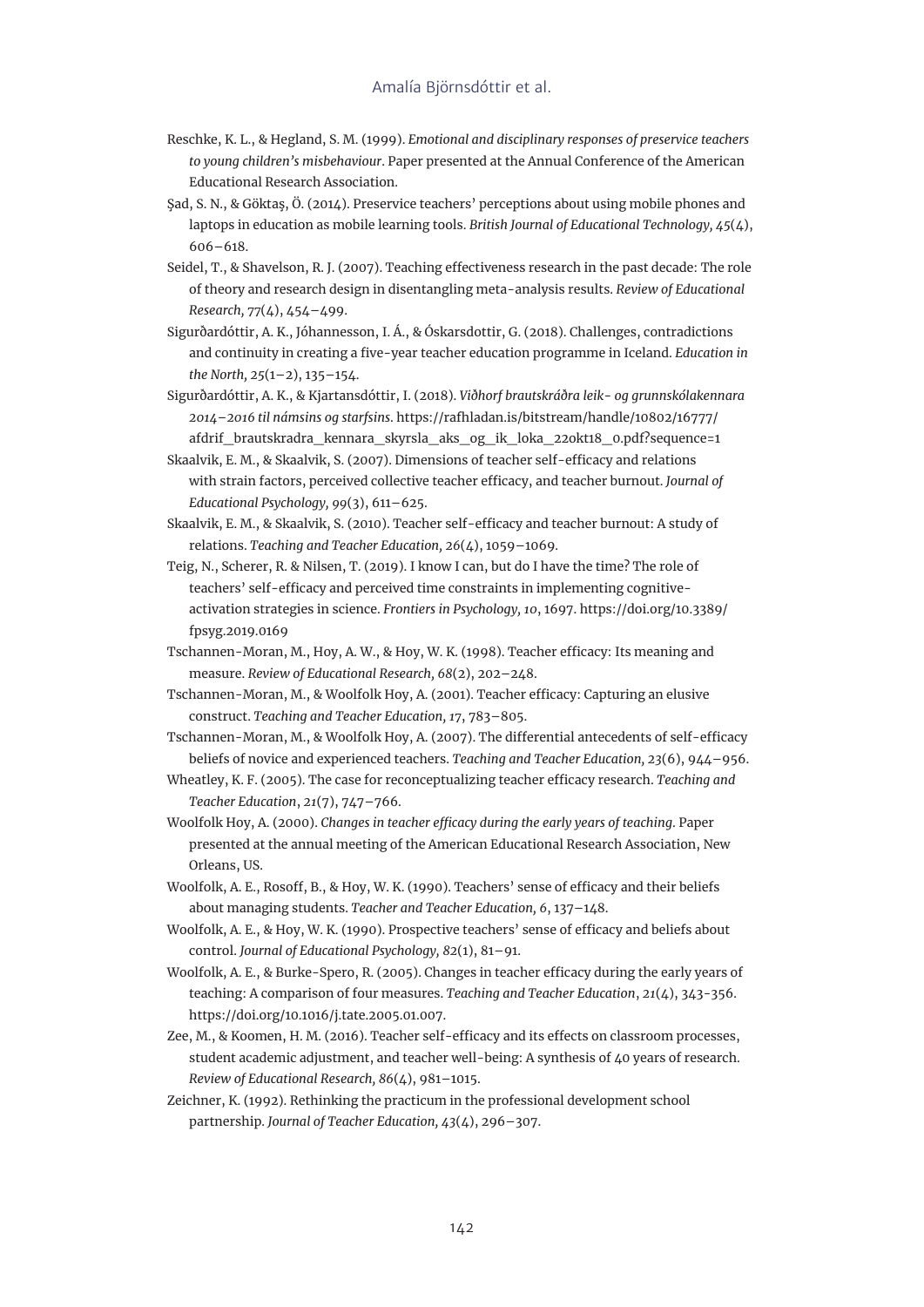Reschke, K. L., & Hegland, S. M. (1999). *Emotional and disciplinary responses of preservice teachers to young children's misbehaviour*. Paper presented at the Annual Conference of the American Educational Research Association.

Şad, S. N., & Göktaş, Ö. (2014). Preservice teachers' perceptions about using mobile phones and laptops in education as mobile learning tools. *British Journal of Educational Technology, 45*(4), 606–618.

Seidel, T., & Shavelson, R. J. (2007). Teaching effectiveness research in the past decade: The role of theory and research design in disentangling meta-analysis results. *Review of Educational Research, 77*(4), 454–499.

Sigurðardóttir, A. K., Jóhannesson, I. Á., & Óskarsdottir, G. (2018). Challenges, contradictions and continuity in creating a five-year teacher education programme in Iceland. *Education in the North, 25*(1–2), 135–154.

Sigurðardóttir, A. K., & Kjartansdóttir, I. (2018). *Viðhorf brautskráðra leik- og grunnskólakennara 2014–2016 til námsins og starfsins*. https://rafhladan.is/bitstream/handle/10802/16777/afdrif_brautskradra_kennara_skyrsla_aks_og_ik_loka_22okt18_0.pdf?sequence=1

Skaalvik, E. M., & Skaalvik, S. (2007). Dimensions of teacher self-efficacy and relations with strain factors, perceived collective teacher efficacy, and teacher burnout. *Journal of Educational Psychology, 99*(3), 611–625.

Skaalvik, E. M., & Skaalvik, S. (2010). Teacher self-efficacy and teacher burnout: A study of relations. *Teaching and Teacher Education, 26*(4), 1059–1069.

Teig, N., Scherer, R. & Nilsen, T. (2019). I know I can, but do I have the time? The role of teachers' self-efficacy and perceived time constraints in implementing cognitive-activation strategies in science. *Frontiers in Psychology, 10*, 1697. https://doi.org/10.3389/fpsyg.2019.0169

Tschannen-Moran, M., Hoy, A. W., & Hoy, W. K. (1998). Teacher efficacy: Its meaning and measure. *Review of Educational Research, 68*(2), 202–248.

Tschannen-Moran, M., & Woolfolk Hoy, A. (2001). Teacher efficacy: Capturing an elusive construct. *Teaching and Teacher Education, 17*, 783–805.

Tschannen-Moran, M., & Woolfolk Hoy, A. (2007). The differential antecedents of self-efficacy beliefs of novice and experienced teachers. *Teaching and Teacher Education, 23*(6), 944–956.

Wheatley, K. F. (2005). The case for reconceptualizing teacher efficacy research. *Teaching and Teacher Education*, *21*(7), 747–766.

Woolfolk Hoy, A. (2000). *Changes in teacher efficacy during the early years of teaching.* Paper presented at the annual meeting of the American Educational Research Association, New Orleans, US.

Woolfolk, A. E., Rosoff, B., & Hoy, W. K. (1990). Teachers' sense of efficacy and their beliefs about managing students. *Teacher and Teacher Education, 6*, 137–148.

Woolfolk, A. E., & Hoy, W. K. (1990). Prospective teachers' sense of efficacy and beliefs about control. *Journal of Educational Psychology, 82*(1), 81–91.

Woolfolk, A. E., & Burke-Spero, R. (2005). Changes in teacher efficacy during the early years of teaching: A comparison of four measures. *Teaching and Teacher Education*, *21*(4), 343-356. https://doi.org/10.1016/j.tate.2005.01.007.

Zee, M., & Koomen, H. M. (2016). Teacher self-efficacy and its effects on classroom processes, student academic adjustment, and teacher well-being: A synthesis of 40 years of research. *Review of Educational Research, 86*(4), 981–1015.

Zeichner, K. (1992). Rethinking the practicum in the professional development school partnership. *Journal of Teacher Education, 43*(4), 296–307.